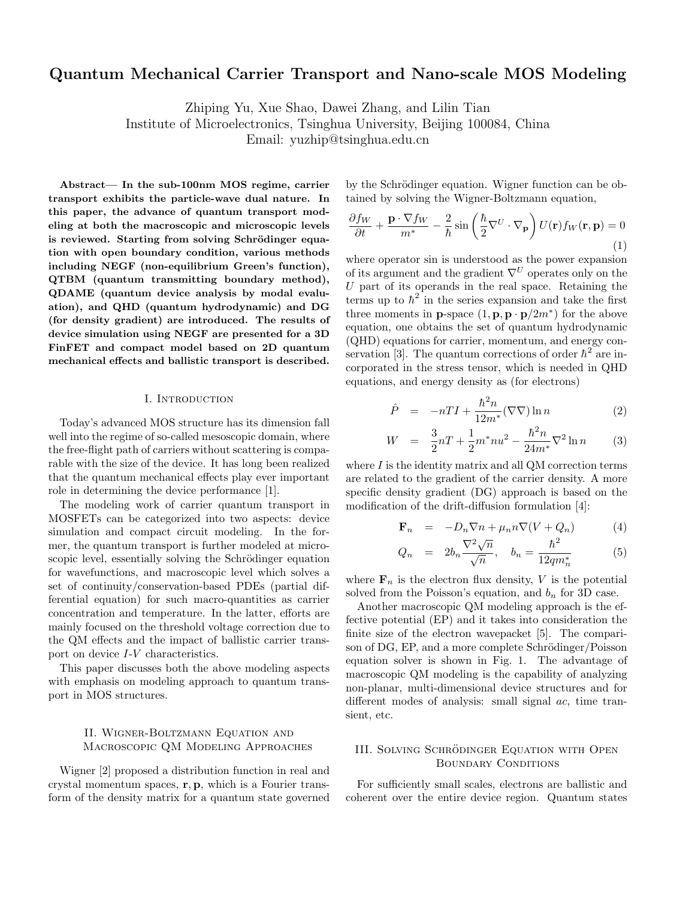# Quantum Mechanical Carrier Transport and Nano-scale MOS Modeling

Zhiping Yu, Xue Shao, Dawei Zhang, and Lilin Tian
Institute of Microelectronics, Tsinghua University, Beijing 100084, China
Email: yuzhip@tsinghua.edu.cn

**Abstract— In the sub-100nm MOS regime, carrier transport exhibits the particle-wave dual nature. In this paper, the advance of quantum transport modeling at both the macroscopic and microscopic levels is reviewed. Starting from solving Schrödinger equation with open boundary condition, various methods including NEGF (non-equilibrium Green's function), QTBM (quantum transmitting boundary method), QDAME (quantum device analysis by modal evaluation), and QHD (quantum hydrodynamic) and DG (for density gradient) are introduced. The results of device simulation using NEGF are presented for a 3D FinFET and compact model based on 2D quantum mechanical effects and ballistic transport is described.**

## I. Introduction

Today's advanced MOS structure has its dimension fall well into the regime of so-called mesoscopic domain, where the free-flight path of carriers without scattering is comparable with the size of the device. It has long been realized that the quantum mechanical effects play ever important role in determining the device performance [1].

The modeling work of carrier quantum transport in MOSFETs can be categorized into two aspects: device simulation and compact circuit modeling. In the former, the quantum transport is further modeled at microscopic level, essentially solving the Schrödinger equation for wavefunctions, and macroscopic level which solves a set of continuity/conservation-based PDEs (partial differential equation) for such macro-quantities as carrier concentration and temperature. In the latter, efforts are mainly focused on the threshold voltage correction due to the QM effects and the impact of ballistic carrier transport on device *I-V* characteristics.

This paper discusses both the above modeling aspects with emphasis on modeling approach to quantum transport in MOS structures.

## II. Wigner-Boltzmann Equation and Macroscopic QM Modeling Approaches

Wigner [2] proposed a distribution function in real and crystal momentum spaces, $\mathbf{r}, \mathbf{p}$, which is a Fourier transform of the density matrix for a quantum state governed by the Schrödinger equation. Wigner function can be obtained by solving the Wigner-Boltzmann equation,

$$\frac{\partial f_W}{\partial t} + \frac{\mathbf{p} \cdot \nabla f_W}{m^*} - \frac{2}{\hbar} \sin\left(\frac{\hbar}{2} \nabla^U \cdot \nabla_{\mathbf{p}}\right) U(\mathbf{r}) f_W(\mathbf{r}, \mathbf{p}) = 0 \quad (1)$$

where operator sin is understood as the power expansion of its argument and the gradient $\nabla^U$ operates only on the $U$ part of its operands in the real space. Retaining the terms up to $\hbar^2$ in the series expansion and take the first three moments in $\mathbf{p}$-space $(1, \mathbf{p}, \mathbf{p} \cdot \mathbf{p}/2m^*)$ for the above equation, one obtains the set of quantum hydrodynamic (QHD) equations for carrier, momentum, and energy conservation [3]. The quantum corrections of order $\hbar^2$ are incorporated in the stress tensor, which is needed in QHD equations, and energy density as (for electrons)

$$\hat{P} = -nTI + \frac{\hbar^2 n}{12m^*} (\nabla\nabla) \ln n \quad (2)$$

$$W = \frac{3}{2} nT + \frac{1}{2} m^* n u^2 - \frac{\hbar^2 n}{24m^*} \nabla^2 \ln n \quad (3)$$

where $I$ is the identity matrix and all QM correction terms are related to the gradient of the carrier density. A more specific density gradient (DG) approach is based on the modification of the drift-diffusion formulation [4]:

$$\mathbf{F}_n = -D_n \nabla n + \mu_n n \nabla (V + Q_n) \quad (4)$$

$$Q_n = 2b_n \frac{\nabla^2 \sqrt{n}}{\sqrt{n}}, \quad b_n = \frac{\hbar^2}{12qm_n^*} \quad (5)$$

where $\mathbf{F}_n$ is the electron flux density, $V$ is the potential solved from the Poisson's equation, and $b_n$ for 3D case.

Another macroscopic QM modeling approach is the effective potential (EP) and it takes into consideration the finite size of the electron wavepacket [5]. The comparison of DG, EP, and a more complete Schrödinger/Poisson equation solver is shown in Fig. 1. The advantage of macroscopic QM modeling is the capability of analyzing non-planar, multi-dimensional device structures and for different modes of analysis: small signal *ac*, time transient, etc.

## III. Solving Schrödinger Equation with Open Boundary Conditions

For sufficiently small scales, electrons are ballistic and coherent over the entire device region. Quantum states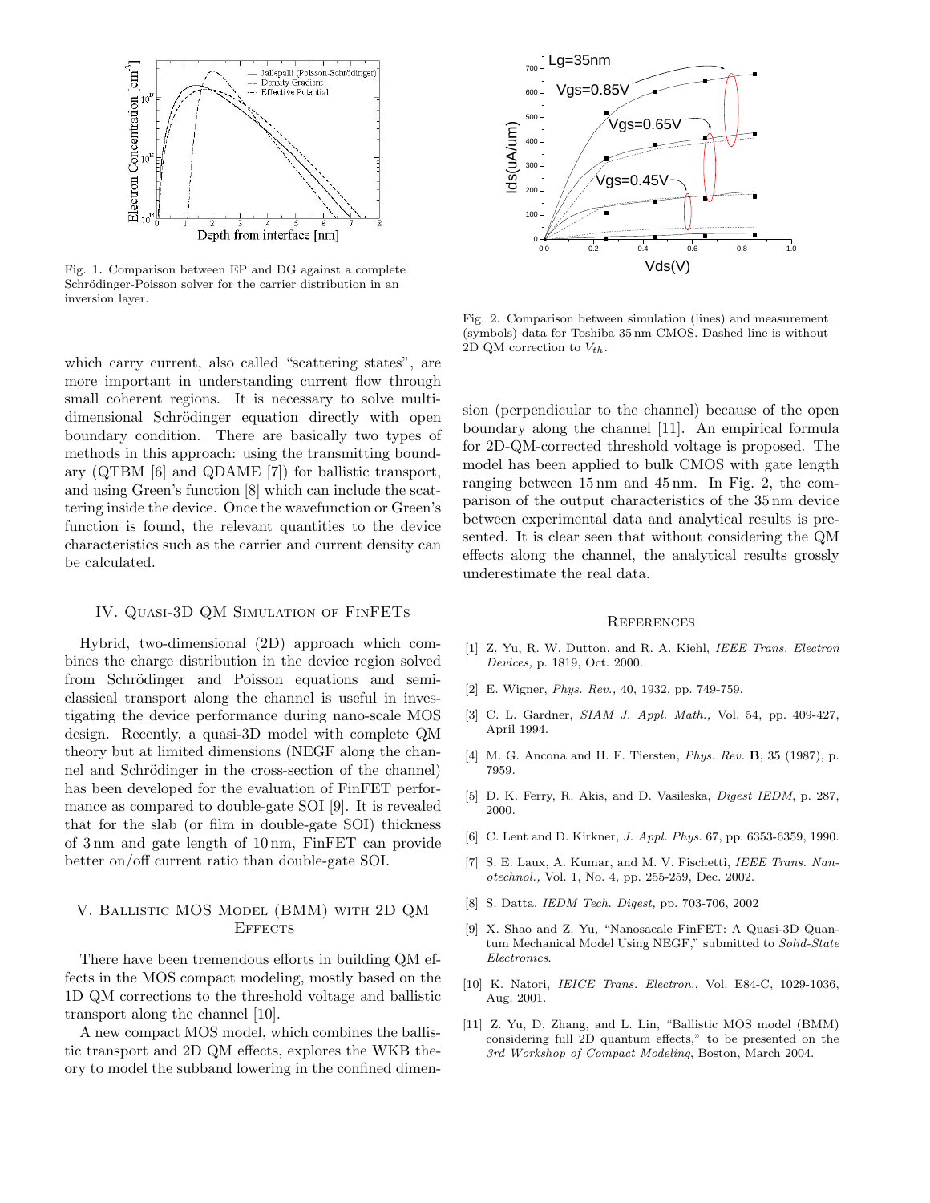Electron Concentration [cm$^{-3}$]

Depth from interface [nm]

— Jallepalli (Poisson-Schrödinger)
-- Density Gradient
-·- Effective Potential

Fig. 1. Comparison between EP and DG against a complete Schrödinger-Poisson solver for the carrier distribution in an inversion layer.

Lg=35nm

Vgs=0.85V

Vgs=0.65V

Vgs=0.45V

Ids(uA/um)

Vds(V)

Fig. 2. Comparison between simulation (lines) and measurement (symbols) data for Toshiba 35 nm CMOS. Dashed line is without 2D QM correction to $V_{th}$.

which carry current, also called "scattering states", are more important in understanding current flow through small coherent regions. It is necessary to solve multi-dimensional Schrödinger equation directly with open boundary condition. There are basically two types of methods in this approach: using the transmitting boundary (QTBM [6] and QDAME [7]) for ballistic transport, and using Green's function [8] which can include the scattering inside the device. Once the wavefunction or Green's function is found, the relevant quantities to the device characteristics such as the carrier and current density can be calculated.

## IV. Quasi-3D QM Simulation of FinFETs

Hybrid, two-dimensional (2D) approach which combines the charge distribution in the device region solved from Schrödinger and Poisson equations and semi-classical transport along the channel is useful in investigating the device performance during nano-scale MOS design. Recently, a quasi-3D model with complete QM theory but at limited dimensions (NEGF along the channel and Schrödinger in the cross-section of the channel) has been developed for the evaluation of FinFET performance as compared to double-gate SOI [9]. It is revealed that for the slab (or film in double-gate SOI) thickness of 3 nm and gate length of 10 nm, FinFET can provide better on/off current ratio than double-gate SOI.

## V. Ballistic MOS Model (BMM) with 2D QM Effects

There have been tremendous efforts in building QM effects in the MOS compact modeling, mostly based on the 1D QM corrections to the threshold voltage and ballistic transport along the channel [10].

A new compact MOS model, which combines the ballistic transport and 2D QM effects, explores the WKB theory to model the subband lowering in the confined dimension (perpendicular to the channel) because of the open boundary along the channel [11]. An empirical formula for 2D-QM-corrected threshold voltage is proposed. The model has been applied to bulk CMOS with gate length ranging between 15 nm and 45 nm. In Fig. 2, the comparison of the output characteristics of the 35 nm device between experimental data and analytical results is presented. It is clear seen that without considering the QM effects along the channel, the analytical results grossly underestimate the real data.

## References

[1] Z. Yu, R. W. Dutton, and R. A. Kiehl, *IEEE Trans. Electron Devices,* p. 1819, Oct. 2000.

[2] E. Wigner, *Phys. Rev.,* 40, 1932, pp. 749-759.

[3] C. L. Gardner, *SIAM J. Appl. Math.,* Vol. 54, pp. 409-427, April 1994.

[4] M. G. Ancona and H. F. Tiersten, *Phys. Rev.* **B**, 35 (1987), p. 7959.

[5] D. K. Ferry, R. Akis, and D. Vasileska, *Digest IEDM*, p. 287, 2000.

[6] C. Lent and D. Kirkner, *J. Appl. Phys.* 67, pp. 6353-6359, 1990.

[7] S. E. Laux, A. Kumar, and M. V. Fischetti, *IEEE Trans. Nanotechnol.,* Vol. 1, No. 4, pp. 255-259, Dec. 2002.

[8] S. Datta, *IEDM Tech. Digest,* pp. 703-706, 2002

[9] X. Shao and Z. Yu, "Nanosacale FinFET: A Quasi-3D Quantum Mechanical Model Using NEGF," submitted to *Solid-State Electronics*.

[10] K. Natori, *IEICE Trans. Electron.*, Vol. E84-C, 1029-1036, Aug. 2001.

[11] Z. Yu, D. Zhang, and L. Lin, "Ballistic MOS model (BMM) considering full 2D quantum effects," to be presented on the *3rd Workshop of Compact Modeling*, Boston, March 2004.